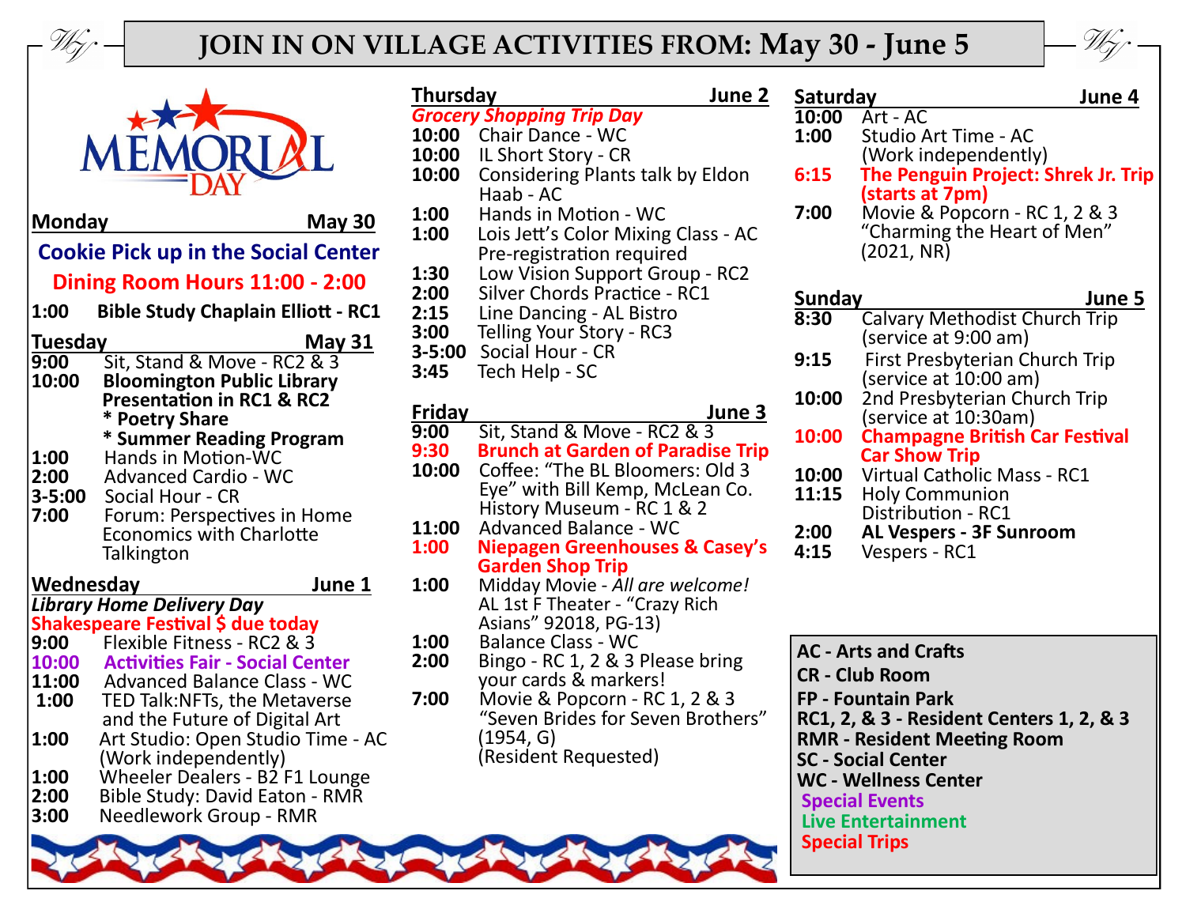# JOIN IN ON VILLAGE ACTIVITIES FROM: May 30 - June 5

MEMORIAL DAY

## Monday — May 30

**Cookie Pick up in the Social Center**

**Dining Room Hours 11:00 - 2:00**

- **1:00** **Bible Study Chaplain Elliott - RC1**

## Tuesday — May 31

- **9:00** Sit, Stand & Move - RC2 & 3
- **10:00** **Bloomington Public Library Presentation in RC1 & RC2**
  - **Poetry Share**
  - **Summer Reading Program**
- **1:00** Hands in Motion-WC
- **2:00** Advanced Cardio - WC
- **3-5:00** Social Hour - CR
- **7:00** Forum: Perspectives in Home Economics with Charlotte Talkington

## Wednesday — June 1

***Library Home Delivery Day***

**Shakespeare Festival $ due today**

- **9:00** Flexible Fitness - RC2 & 3
- **10:00** **Activities Fair - Social Center**
- **11:00** Advanced Balance Class - WC
- **1:00** TED Talk:NFTs, the Metaverse and the Future of Digital Art
- **1:00** Art Studio: Open Studio Time - AC (Work independently)
- **1:00** Wheeler Dealers - B2 F1 Lounge
- **2:00** Bible Study: David Eaton - RMR
- **3:00** Needlework Group - RMR

## Thursday — June 2

***Grocery Shopping Trip Day***

- **10:00** Chair Dance - WC
- **10:00** IL Short Story - CR
- **10:00** Considering Plants talk by Eldon Haab - AC
- **1:00** Hands in Motion - WC
- **1:00** Lois Jett's Color Mixing Class - AC Pre-registration required
- **1:30** Low Vision Support Group - RC2
- **2:00** Silver Chords Practice - RC1
- **2:15** Line Dancing - AL Bistro
- **3:00** Telling Your Story - RC3
- **3-5:00** Social Hour - CR
- **3:45** Tech Help - SC

## Friday — June 3

- **9:00** Sit, Stand & Move - RC2 & 3
- **9:30** **Brunch at Garden of Paradise Trip**
- **10:00** Coffee: "The BL Bloomers: Old 3 Eye" with Bill Kemp, McLean Co. History Museum - RC 1 & 2
- **11:00** Advanced Balance - WC
- **1:00** **Niepagen Greenhouses & Casey's Garden Shop Trip**
- **1:00** Midday Movie - *All are welcome!* AL 1st F Theater - "Crazy Rich Asians" 92018, PG-13)
- **1:00** Balance Class - WC
- **2:00** Bingo - RC 1, 2 & 3 Please bring your cards & markers!
- **7:00** Movie & Popcorn - RC 1, 2 & 3 "Seven Brides for Seven Brothers" (1954, G) (Resident Requested)

## Saturday — June 4

- **10:00** Art - AC
- **1:00** Studio Art Time - AC (Work independently)
- **6:15** **The Penguin Project: Shrek Jr. Trip (starts at 7pm)**
- **7:00** Movie & Popcorn - RC 1, 2 & 3 "Charming the Heart of Men" (2021, NR)

## Sunday — June 5

- **8:30** Calvary Methodist Church Trip (service at 9:00 am)
- **9:15** First Presbyterian Church Trip (service at 10:00 am)
- **10:00** 2nd Presbyterian Church Trip (service at 10:30am)
- **10:00** **Champagne British Car Festival Car Show Trip**
- **10:00** Virtual Catholic Mass - RC1
- **11:15** Holy Communion Distribution - RC1
- **2:00** **AL Vespers - 3F Sunroom**
- **4:15** Vespers - RC1

---

**AC - Arts and Crafts**
**CR - Club Room**
**FP - Fountain Park**
**RC1, 2, & 3 - Resident Centers 1, 2, & 3**
**RMR - Resident Meeting Room**
**SC - Social Center**
**WC - Wellness Center**
**Special Events**
**Live Entertainment**
**Special Trips**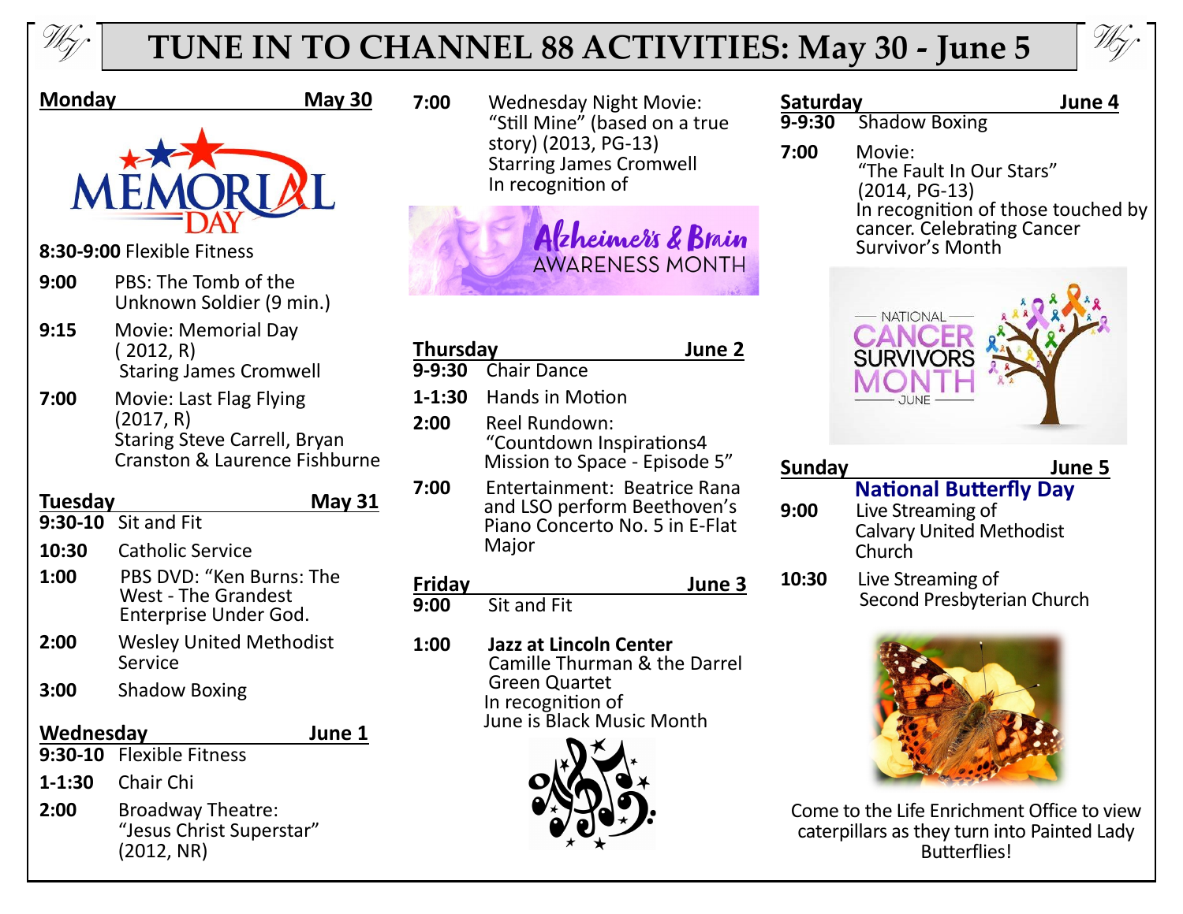# TUNE IN TO CHANNEL 88 ACTIVITIES: May 30 - June 5

## Monday — May 30

MEMORIAL DAY

**8:30-9:00** Flexible Fitness

**9:00** PBS: The Tomb of the Unknown Soldier (9 min.)

**9:15** Movie: Memorial Day ( 2012, R) Staring James Cromwell

**7:00** Movie: Last Flag Flying (2017, R) Staring Steve Carell, Bryan Cranston & Laurence Fishburne

## Tuesday — May 31

**9:30-10** Sit and Fit

**10:30** Catholic Service

**1:00** PBS DVD: "Ken Burns: The West - The Grandest Enterprise Under God.

**2:00** Wesley United Methodist Service

**3:00** Shadow Boxing

## Wednesday — June 1

**9:30-10** Flexible Fitness

**1-1:30** Chair Chi

**2:00** Broadway Theatre: "Jesus Christ Superstar" (2012, NR)

**7:00** Wednesday Night Movie: "Still Mine" (based on a true story) (2013, PG-13) Starring James Cromwell In recognition of

Alzheimer's & Brain AWARENESS MONTH

## Thursday — June 2

**9-9:30** Chair Dance

**1-1:30** Hands in Motion

**2:00** Reel Rundown: "Countdown Inspirations4 Mission to Space - Episode 5"

**7:00** Entertainment: Beatrice Rana and LSO perform Beethoven's Piano Concerto No. 5 in E-Flat Major

## Friday — June 3

**9:00** Sit and Fit

**1:00** **Jazz at Lincoln Center** Camille Thurman & the Darrel Green Quartet In recognition of June is Black Music Month

## Saturday — June 4

**9-9:30** Shadow Boxing

**7:00** Movie: "The Fault In Our Stars" (2014, PG-13) In recognition of those touched by cancer. Celebrating Cancer Survivor's Month

NATIONAL CANCER SURVIVORS MONTH — JUNE

## Sunday — June 5

**National Butterfly Day**

**9:00** Live Streaming of Calvary United Methodist Church

**10:30** Live Streaming of Second Presbyterian Church

Come to the Life Enrichment Office to view caterpillars as they turn into Painted Lady Butterflies!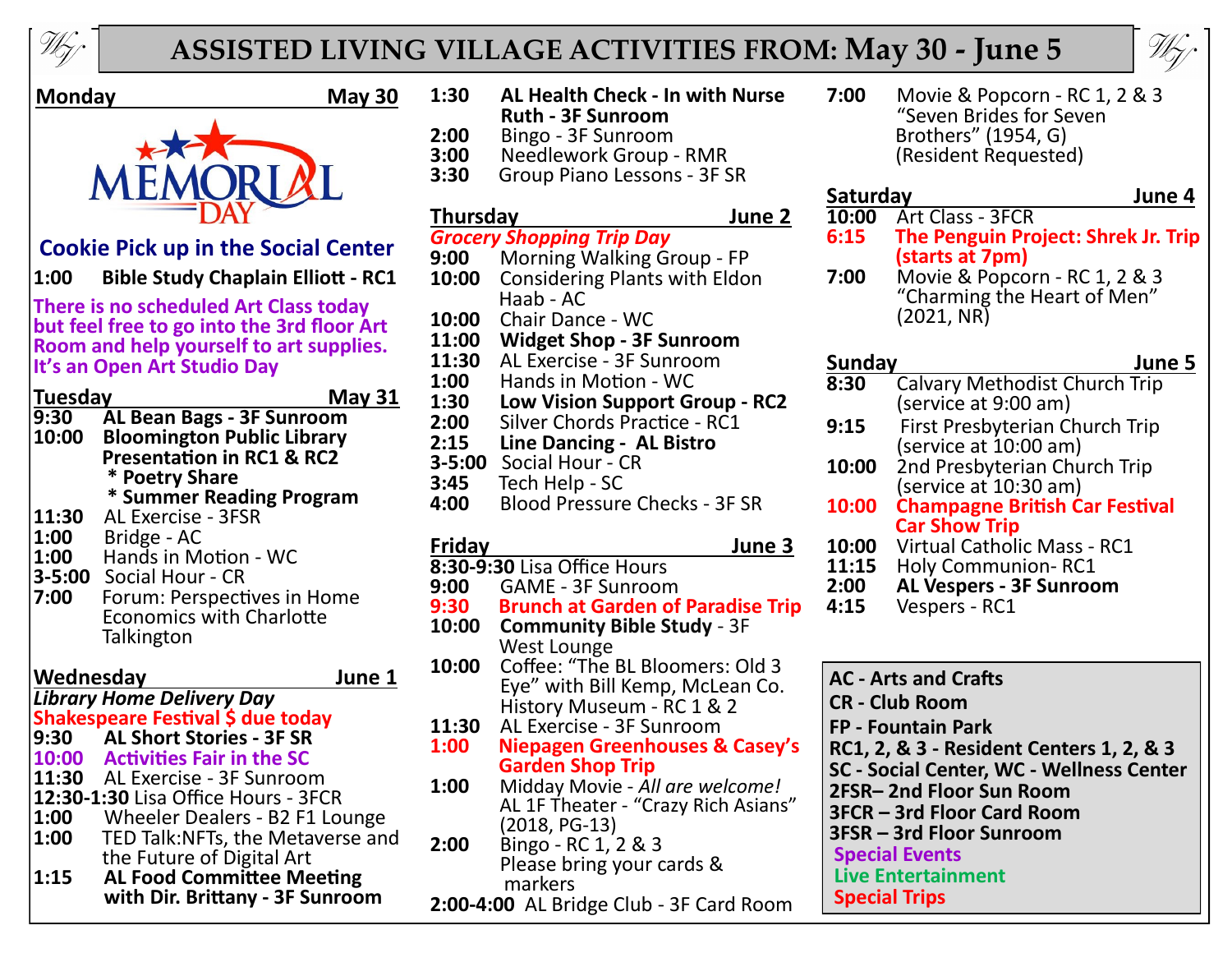# ASSISTED LIVING VILLAGE ACTIVITIES FROM: May 30 - June 5

## Monday — May 30

MEMORIAL DAY

**Cookie Pick up in the Social Center**

**1:00** **Bible Study Chaplain Elliott - RC1**

**There is no scheduled Art Class today but feel free to go into the 3rd floor Art Room and help yourself to art supplies. It's an Open Art Studio Day**

## Tuesday — May 31

**9:30** **AL Bean Bags - 3F Sunroom**
**10:00** **Bloomington Public Library Presentation in RC1 & RC2**
  **\* Poetry Share**
  **\* Summer Reading Program**
**11:30** AL Exercise - 3FSR
**1:00** Bridge - AC
**1:00** Hands in Motion - WC
**3-5:00** Social Hour - CR
**7:00** Forum: Perspectives in Home Economics with Charlotte Talkington

## Wednesday — June 1

*Library Home Delivery Day*
**Shakespeare Festival $ due today**
**9:30** **AL Short Stories - 3F SR**
**10:00** **Activities Fair in the SC**
**11:30** AL Exercise - 3F Sunroom
**12:30-1:30** Lisa Office Hours - 3FCR
**1:00** Wheeler Dealers - B2 F1 Lounge
**1:00** TED Talk:NFTs, the Metaverse and the Future of Digital Art
**1:15** **AL Food Committee Meeting with Dir. Brittany - 3F Sunroom**
**1:30** **AL Health Check - In with Nurse Ruth - 3F Sunroom**
**2:00** Bingo - 3F Sunroom
**3:00** Needlework Group - RMR
**3:30** Group Piano Lessons - 3F SR

## Thursday — June 2

***Grocery Shopping Trip Day***
**9:00** Morning Walking Group - FP
**10:00** Considering Plants with Eldon Haab - AC
**10:00** Chair Dance - WC
**11:00** **Widget Shop - 3F Sunroom**
**11:30** AL Exercise - 3F Sunroom
**1:00** Hands in Motion - WC
**1:30** **Low Vision Support Group - RC2**
**2:00** Silver Chords Practice - RC1
**2:15** **Line Dancing - AL Bistro**
**3-5:00** Social Hour - CR
**3:45** Tech Help - SC
**4:00** Blood Pressure Checks - 3F SR

## Friday — June 3

**8:30-9:30** Lisa Office Hours
**9:00** GAME - 3F Sunroom
**9:30** **Brunch at Garden of Paradise Trip**
**10:00** **Community Bible Study** - 3F West Lounge
**10:00** Coffee: "The BL Bloomers: Old 3 Eye" with Bill Kemp, McLean Co. History Museum - RC 1 & 2
**11:30** AL Exercise - 3F Sunroom
**1:00** **Niepagen Greenhouses & Casey's Garden Shop Trip**
**1:00** Midday Movie - *All are welcome!* AL 1F Theater - "Crazy Rich Asians" (2018, PG-13)
**2:00** Bingo - RC 1, 2 & 3 Please bring your cards & markers
**2:00-4:00** AL Bridge Club - 3F Card Room
**7:00** Movie & Popcorn - RC 1, 2 & 3 "Seven Brides for Seven Brothers" (1954, G) (Resident Requested)

## Saturday — June 4

**10:00** Art Class - 3FCR
**6:15** **The Penguin Project: Shrek Jr. Trip (starts at 7pm)**
**7:00** Movie & Popcorn - RC 1, 2 & 3 "Charming the Heart of Men" (2021, NR)

## Sunday — June 5

**8:30** Calvary Methodist Church Trip (service at 9:00 am)
**9:15** First Presbyterian Church Trip (service at 10:00 am)
**10:00** 2nd Presbyterian Church Trip (service at 10:30 am)
**10:00** **Champagne British Car Festival Car Show Trip**
**10:00** Virtual Catholic Mass - RC1
**11:15** Holy Communion- RC1
**2:00** **AL Vespers - 3F Sunroom**
**4:15** Vespers - RC1

---

**AC - Arts and Crafts**
**CR - Club Room**
**FP - Fountain Park**
**RC1, 2, & 3 - Resident Centers 1, 2, & 3**
**SC - Social Center, WC - Wellness Center**
**2FSR– 2nd Floor Sun Room**
**3FCR – 3rd Floor Card Room**
**3FSR – 3rd Floor Sunroom**
**Special Events**
**Live Entertainment**
**Special Trips**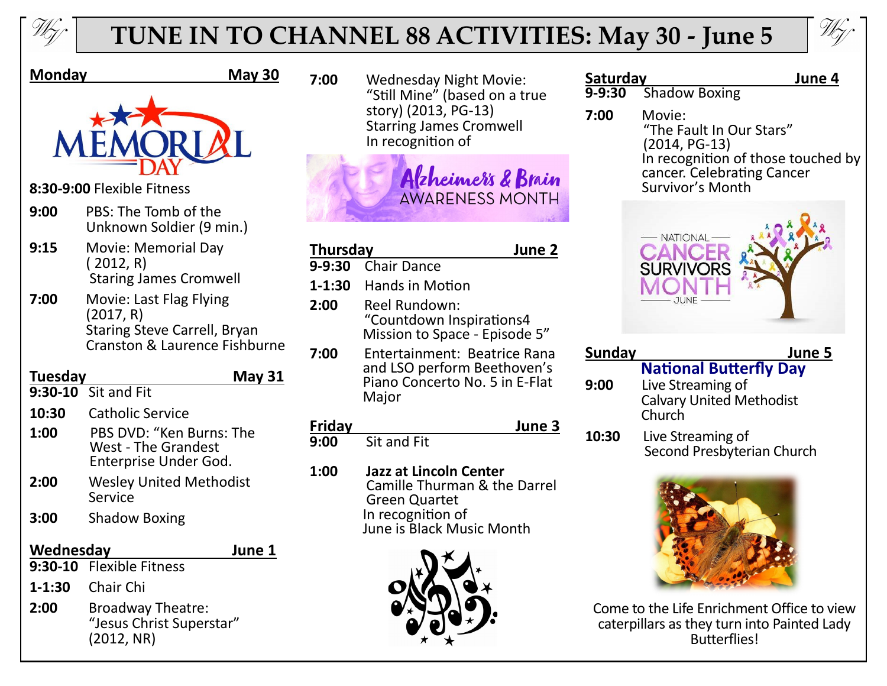# TUNE IN TO CHANNEL 88 ACTIVITIES: May 30 - June 5

## Monday — May 30

MEMORIAL DAY

**8:30-9:00** Flexible Fitness

**9:00** PBS: The Tomb of the Unknown Soldier (9 min.)

**9:15** Movie: Memorial Day ( 2012, R) Staring James Cromwell

**7:00** Movie: Last Flag Flying (2017, R) Staring Steve Carrell, Bryan Cranston & Laurence Fishburne

## Tuesday — May 31

**9:30-10** Sit and Fit

**10:30** Catholic Service

**1:00** PBS DVD: "Ken Burns: The West - The Grandest Enterprise Under God.

**2:00** Wesley United Methodist Service

**3:00** Shadow Boxing

## Wednesday — June 1

**9:30-10** Flexible Fitness

**1-1:30** Chair Chi

**2:00** Broadway Theatre: "Jesus Christ Superstar" (2012, NR)

**7:00** Wednesday Night Movie: "Still Mine" (based on a true story) (2013, PG-13) Starring James Cromwell In recognition of

Alzheimer's & Brain AWARENESS MONTH

## Thursday — June 2

**9-9:30** Chair Dance

**1-1:30** Hands in Motion

**2:00** Reel Rundown: "Countdown Inspirations4 Mission to Space - Episode 5"

**7:00** Entertainment: Beatrice Rana and LSO perform Beethoven's Piano Concerto No. 5 in E-Flat Major

## Friday — June 3

**9:00** Sit and Fit

**1:00** **Jazz at Lincoln Center** Camille Thurman & the Darrel Green Quartet In recognition of June is Black Music Month

## Saturday — June 4

**9-9:30** Shadow Boxing

**7:00** Movie: "The Fault In Our Stars" (2014, PG-13) In recognition of those touched by cancer. Celebrating Cancer Survivor's Month

NATIONAL CANCER SURVIVORS MONTH JUNE

## Sunday — June 5

**National Butterfly Day**

**9:00** Live Streaming of Calvary United Methodist Church

**10:30** Live Streaming of Second Presbyterian Church

Come to the Life Enrichment Office to view caterpillars as they turn into Painted Lady Butterflies!